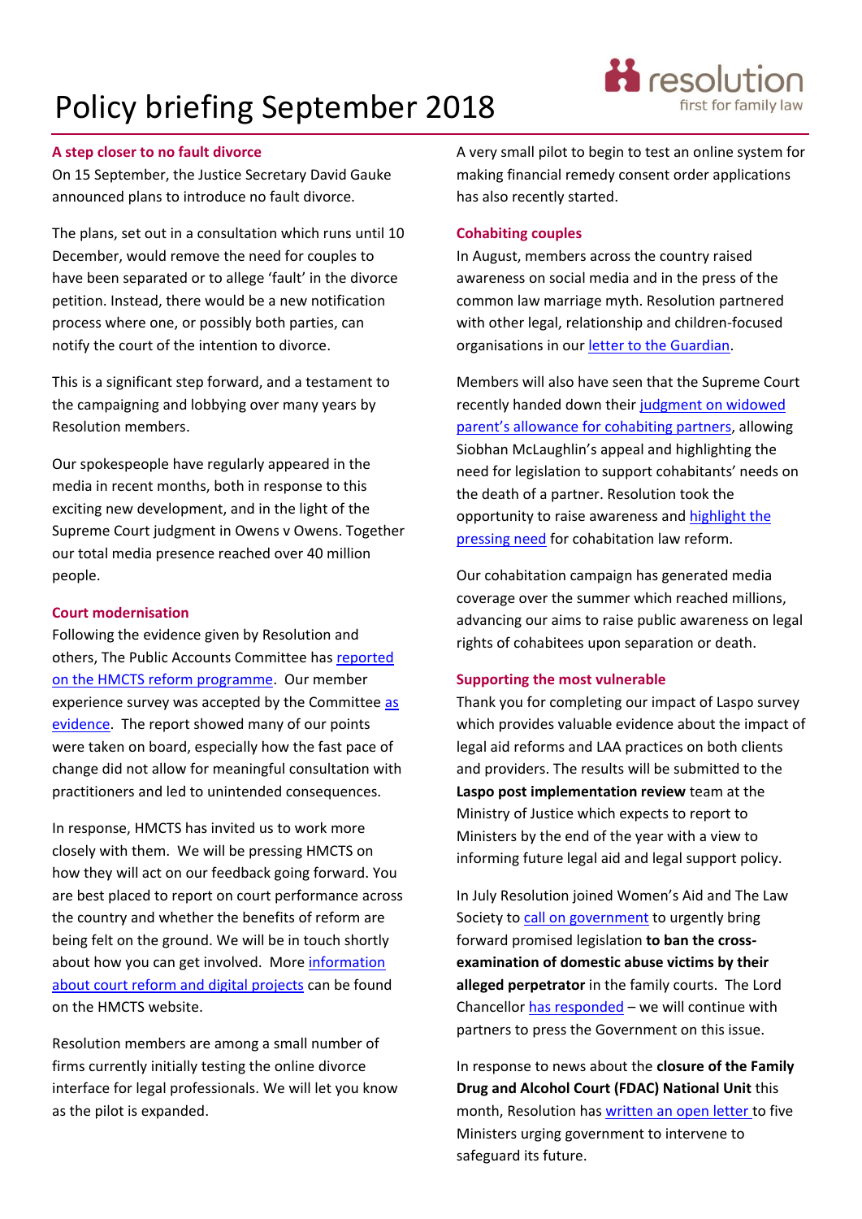# Policy briefing September 2018

resolution
first for family law

## A step closer to no fault divorce

On 15 September, the Justice Secretary David Gauke announced plans to introduce no fault divorce.

The plans, set out in a consultation which runs until 10 December, would remove the need for couples to have been separated or to allege 'fault' in the divorce petition. Instead, there would be a new notification process where one, or possibly both parties, can notify the court of the intention to divorce.

This is a significant step forward, and a testament to the campaigning and lobbying over many years by Resolution members.

Our spokespeople have regularly appeared in the media in recent months, both in response to this exciting new development, and in the light of the Supreme Court judgment in Owens v Owens. Together our total media presence reached over 40 million people.

## Court modernisation

Following the evidence given by Resolution and others, The Public Accounts Committee has reported on the HMCTS reform programme. Our member experience survey was accepted by the Committee as evidence. The report showed many of our points were taken on board, especially how the fast pace of change did not allow for meaningful consultation with practitioners and led to unintended consequences.

In response, HMCTS has invited us to work more closely with them. We will be pressing HMCTS on how they will act on our feedback going forward. You are best placed to report on court performance across the country and whether the benefits of reform are being felt on the ground. We will be in touch shortly about how you can get involved. More information about court reform and digital projects can be found on the HMCTS website.

Resolution members are among a small number of firms currently initially testing the online divorce interface for legal professionals. We will let you know as the pilot is expanded.

A very small pilot to begin to test an online system for making financial remedy consent order applications has also recently started.

## Cohabiting couples

In August, members across the country raised awareness on social media and in the press of the common law marriage myth. Resolution partnered with other legal, relationship and children-focused organisations in our letter to the Guardian.

Members will also have seen that the Supreme Court recently handed down their judgment on widowed parent's allowance for cohabiting partners, allowing Siobhan McLaughlin's appeal and highlighting the need for legislation to support cohabitants' needs on the death of a partner. Resolution took the opportunity to raise awareness and highlight the pressing need for cohabitation law reform.

Our cohabitation campaign has generated media coverage over the summer which reached millions, advancing our aims to raise public awareness on legal rights of cohabitees upon separation or death.

## Supporting the most vulnerable

Thank you for completing our impact of Laspo survey which provides valuable evidence about the impact of legal aid reforms and LAA practices on both clients and providers. The results will be submitted to the **Laspo post implementation review** team at the Ministry of Justice which expects to report to Ministers by the end of the year with a view to informing future legal aid and legal support policy.

In July Resolution joined Women's Aid and The Law Society to call on government to urgently bring forward promised legislation **to ban the cross-examination of domestic abuse victims by their alleged perpetrator** in the family courts. The Lord Chancellor has responded – we will continue with partners to press the Government on this issue.

In response to news about the **closure of the Family Drug and Alcohol Court (FDAC) National Unit** this month, Resolution has written an open letter to five Ministers urging government to intervene to safeguard its future.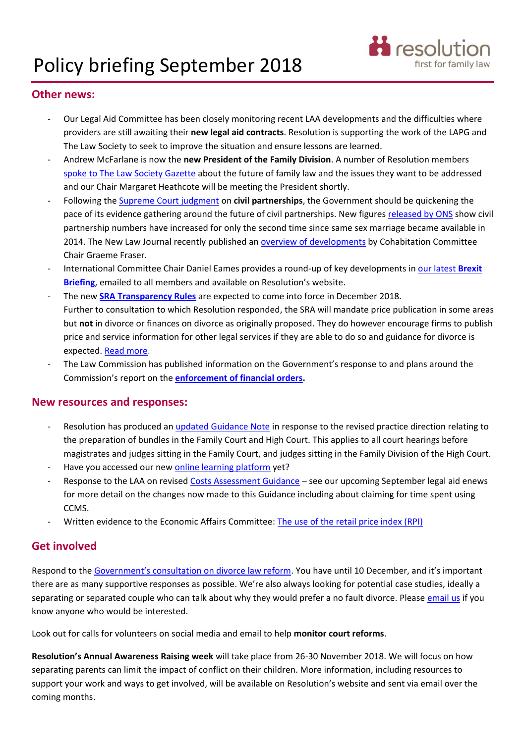# Policy briefing September 2018

## Other news:

- Our Legal Aid Committee has been closely monitoring recent LAA developments and the difficulties where providers are still awaiting their **new legal aid contracts**. Resolution is supporting the work of the LAPG and The Law Society to seek to improve the situation and ensure lessons are learned.
- Andrew McFarlane is now the **new President of the Family Division**. A number of Resolution members spoke to The Law Society Gazette about the future of family law and the issues they want to be addressed and our Chair Margaret Heathcote will be meeting the President shortly.
- Following the Supreme Court judgment on **civil partnerships**, the Government should be quickening the pace of its evidence gathering around the future of civil partnerships. New figures released by ONS show civil partnership numbers have increased for only the second time since same sex marriage became available in 2014. The New Law Journal recently published an overview of developments by Cohabitation Committee Chair Graeme Fraser.
- International Committee Chair Daniel Eames provides a round-up of key developments in our latest **Brexit Briefing**, emailed to all members and available on Resolution's website.
- The new **SRA Transparency Rules** are expected to come into force in December 2018. Further to consultation to which Resolution responded, the SRA will mandate price publication in some areas but **not** in divorce or finances on divorce as originally proposed. They do however encourage firms to publish price and service information for other legal services if they are able to do so and guidance for divorce is expected. Read more.
- The Law Commission has published information on the Government's response to and plans around the Commission's report on the **enforcement of financial orders.**

## New resources and responses:

- Resolution has produced an updated Guidance Note in response to the revised practice direction relating to the preparation of bundles in the Family Court and High Court. This applies to all court hearings before magistrates and judges sitting in the Family Court, and judges sitting in the Family Division of the High Court.
- Have you accessed our new online learning platform yet?
- Response to the LAA on revised Costs Assessment Guidance – see our upcoming September legal aid enews for more detail on the changes now made to this Guidance including about claiming for time spent using CCMS.
- Written evidence to the Economic Affairs Committee: The use of the retail price index (RPI)

## Get involved

Respond to the Government's consultation on divorce law reform. You have until 10 December, and it's important there are as many supportive responses as possible. We're also always looking for potential case studies, ideally a separating or separated couple who can talk about why they would prefer a no fault divorce. Please email us if you know anyone who would be interested.

Look out for calls for volunteers on social media and email to help **monitor court reforms**.

**Resolution's Annual Awareness Raising week** will take place from 26-30 November 2018. We will focus on how separating parents can limit the impact of conflict on their children. More information, including resources to support your work and ways to get involved, will be available on Resolution's website and sent via email over the coming months.